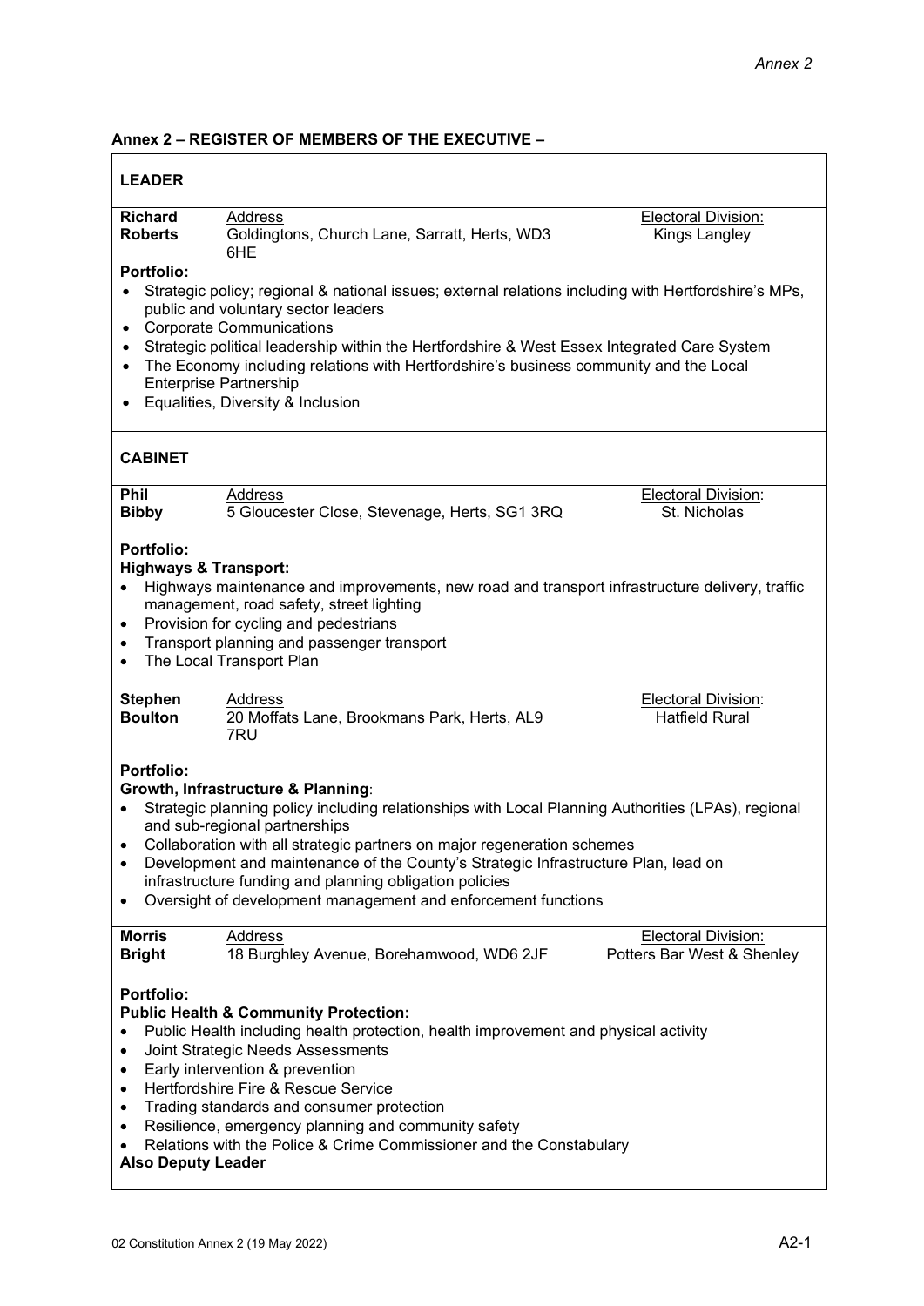## Annex 2 – REGISTER OF MEMBERS OF THE EXECUTIVE –

### LEADER

**Richard Roberts**
Address: Goldingtons, Church Lane, Sarratt, Herts, WD3 6HE
Electoral Division: Kings Langley

**Portfolio:**

- Strategic policy; regional & national issues; external relations including with Hertfordshire's MPs, public and voluntary sector leaders
- Corporate Communications
- Strategic political leadership within the Hertfordshire & West Essex Integrated Care System
- The Economy including relations with Hertfordshire's business community and the Local Enterprise Partnership
- Equalities, Diversity & Inclusion

### CABINET

**Phil Bibby**
Address: 5 Gloucester Close, Stevenage, Herts, SG1 3RQ
Electoral Division: St. Nicholas

**Portfolio:**
**Highways & Transport:**

- Highways maintenance and improvements, new road and transport infrastructure delivery, traffic management, road safety, street lighting
- Provision for cycling and pedestrians
- Transport planning and passenger transport
- The Local Transport Plan

**Stephen Boulton**
Address: 20 Moffats Lane, Brookmans Park, Herts, AL9 7RU
Electoral Division: Hatfield Rural

**Portfolio:**
**Growth, Infrastructure & Planning**:

- Strategic planning policy including relationships with Local Planning Authorities (LPAs), regional and sub-regional partnerships
- Collaboration with all strategic partners on major regeneration schemes
- Development and maintenance of the County's Strategic Infrastructure Plan, lead on infrastructure funding and planning obligation policies
- Oversight of development management and enforcement functions

**Morris Bright**
Address: 18 Burghley Avenue, Borehamwood, WD6 2JF
Electoral Division: Potters Bar West & Shenley

**Portfolio:**
**Public Health & Community Protection:**

- Public Health including health protection, health improvement and physical activity
- Joint Strategic Needs Assessments
- Early intervention & prevention
- Hertfordshire Fire & Rescue Service
- Trading standards and consumer protection
- Resilience, emergency planning and community safety
- Relations with the Police & Crime Commissioner and the Constabulary

**Also Deputy Leader**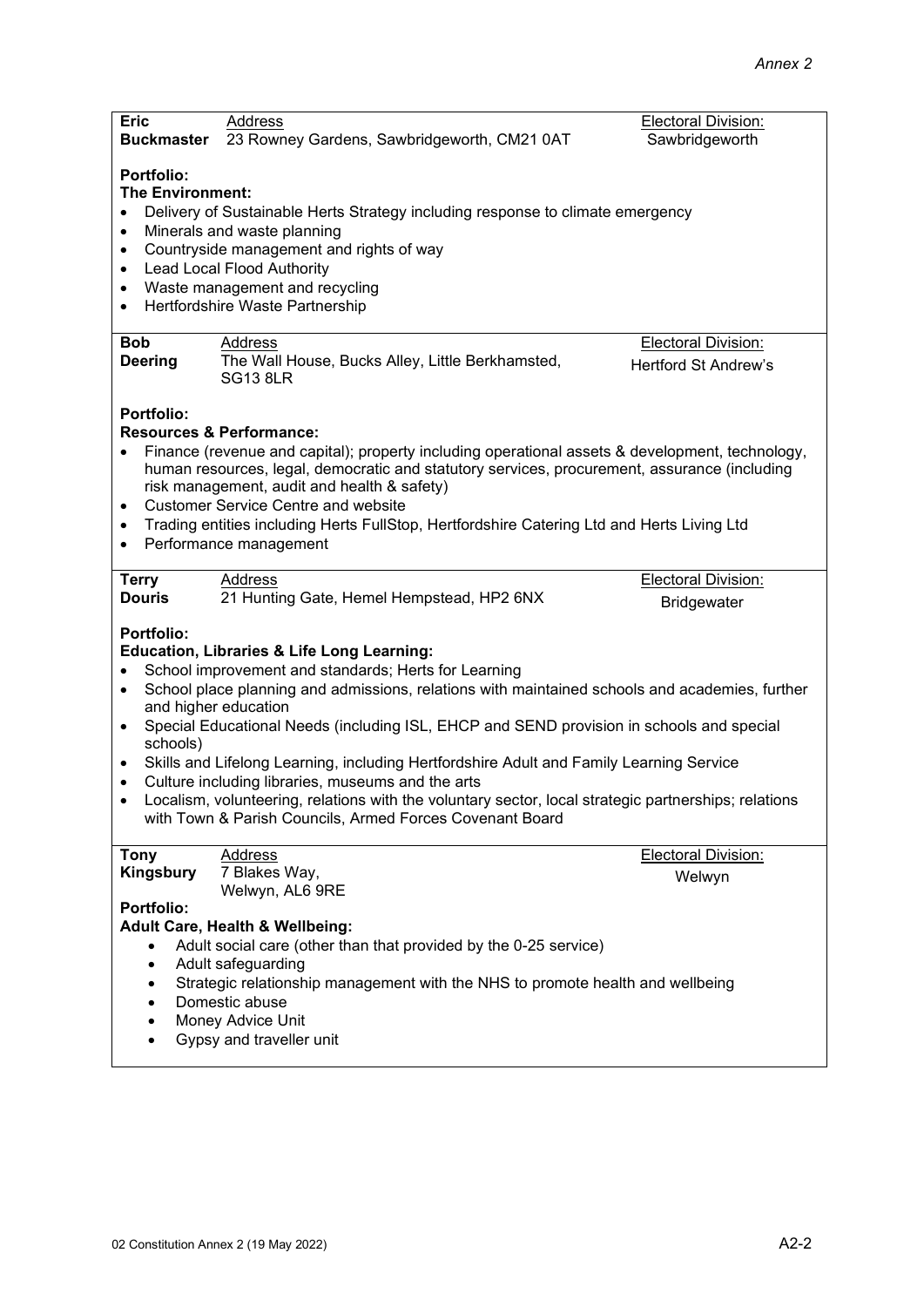**Eric Buckmaster**

Address
23 Rowney Gardens, Sawbridgeworth, CM21 0AT

Electoral Division:
Sawbridgeworth

**Portfolio:**
**The Environment:**

- Delivery of Sustainable Herts Strategy including response to climate emergency
- Minerals and waste planning
- Countryside management and rights of way
- Lead Local Flood Authority
- Waste management and recycling
- Hertfordshire Waste Partnership

---

**Bob Deering**

Address
The Wall House, Bucks Alley, Little Berkhamsted, SG13 8LR

Electoral Division:
Hertford St Andrew's

**Portfolio:**
**Resources & Performance:**

- Finance (revenue and capital); property including operational assets & development, technology, human resources, legal, democratic and statutory services, procurement, assurance (including risk management, audit and health & safety)
- Customer Service Centre and website
- Trading entities including Herts FullStop, Hertfordshire Catering Ltd and Herts Living Ltd
- Performance management

---

**Terry Douris**

Address
21 Hunting Gate, Hemel Hempstead, HP2 6NX

Electoral Division:
Bridgewater

**Portfolio:**
**Education, Libraries & Life Long Learning:**

- School improvement and standards; Herts for Learning
- School place planning and admissions, relations with maintained schools and academies, further and higher education
- Special Educational Needs (including ISL, EHCP and SEND provision in schools and special schools)
- Skills and Lifelong Learning, including Hertfordshire Adult and Family Learning Service
- Culture including libraries, museums and the arts
- Localism, volunteering, relations with the voluntary sector, local strategic partnerships; relations with Town & Parish Councils, Armed Forces Covenant Board

---

**Tony Kingsbury**

Address
7 Blakes Way,
Welwyn, AL6 9RE

Electoral Division:
Welwyn

**Portfolio:**
**Adult Care, Health & Wellbeing:**

- Adult social care (other than that provided by the 0-25 service)
- Adult safeguarding
- Strategic relationship management with the NHS to promote health and wellbeing
- Domestic abuse
- Money Advice Unit
- Gypsy and traveller unit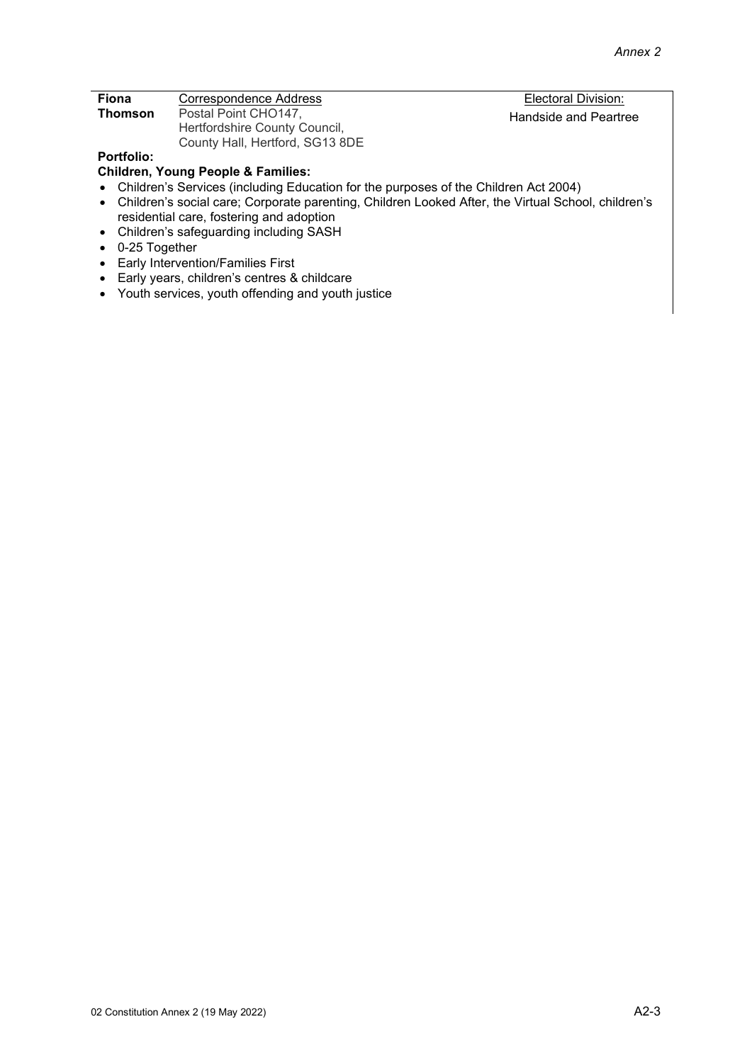| | | |
|---|---|---|
| **Fiona Thomson** | Correspondence Address<br>Postal Point CHO147,<br>Hertfordshire County Council,<br>County Hall, Hertford, SG13 8DE | Electoral Division:<br>Handside and Peartree |

**Portfolio:**

**Children, Young People & Families:**

- Children's Services (including Education for the purposes of the Children Act 2004)
- Children's social care; Corporate parenting, Children Looked After, the Virtual School, children's residential care, fostering and adoption
- Children's safeguarding including SASH
- 0-25 Together
- Early Intervention/Families First
- Early years, children's centres & childcare
- Youth services, youth offending and youth justice